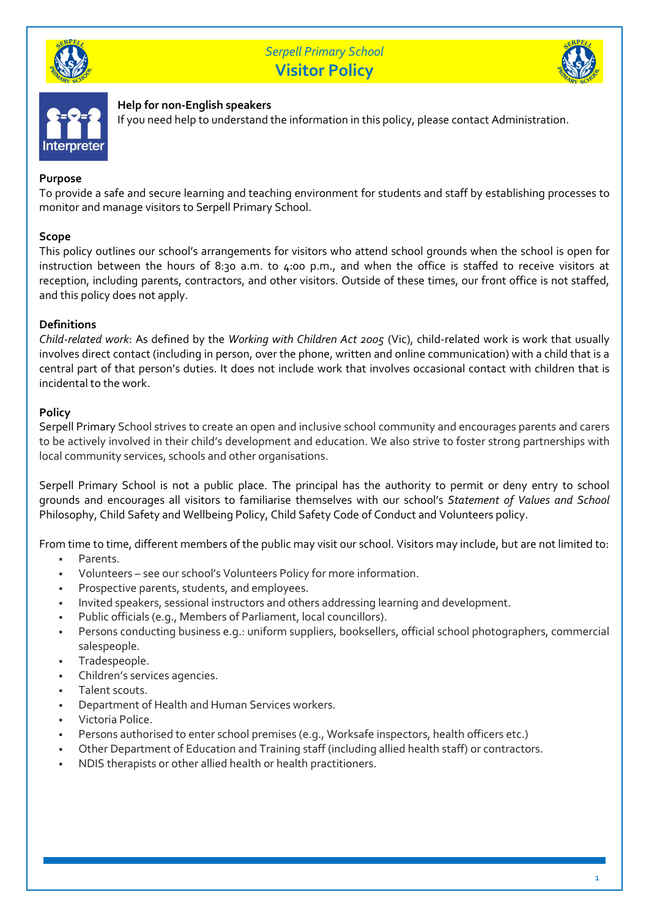*Serpell Primary School*

# Visitor Policy

**Help for non-English speakers**

If you need help to understand the information in this policy, please contact Administration.

## Purpose

To provide a safe and secure learning and teaching environment for students and staff by establishing processes to monitor and manage visitors to Serpell Primary School.

## Scope

This policy outlines our school's arrangements for visitors who attend school grounds when the school is open for instruction between the hours of 8:30 a.m. to 4:00 p.m., and when the office is staffed to receive visitors at reception, including parents, contractors, and other visitors. Outside of these times, our front office is not staffed, and this policy does not apply.

## Definitions

*Child-related work*: As defined by the *Working with Children Act 2005* (Vic), child-related work is work that usually involves direct contact (including in person, over the phone, written and online communication) with a child that is a central part of that person's duties. It does not include work that involves occasional contact with children that is incidental to the work.

## Policy

Serpell Primary School strives to create an open and inclusive school community and encourages parents and carers to be actively involved in their child's development and education. We also strive to foster strong partnerships with local community services, schools and other organisations.

Serpell Primary School is not a public place. The principal has the authority to permit or deny entry to school grounds and encourages all visitors to familiarise themselves with our school's *Statement of Values and School* Philosophy, Child Safety and Wellbeing Policy, Child Safety Code of Conduct and Volunteers policy.

From time to time, different members of the public may visit our school. Visitors may include, but are not limited to:

- Parents.
- Volunteers – see our school's Volunteers Policy for more information.
- Prospective parents, students, and employees.
- Invited speakers, sessional instructors and others addressing learning and development.
- Public officials (e.g., Members of Parliament, local councillors).
- Persons conducting business e.g.: uniform suppliers, booksellers, official school photographers, commercial salespeople.
- Tradespeople.
- Children's services agencies.
- Talent scouts.
- Department of Health and Human Services workers.
- Victoria Police.
- Persons authorised to enter school premises (e.g., Worksafe inspectors, health officers etc.)
- Other Department of Education and Training staff (including allied health staff) or contractors.
- NDIS therapists or other allied health or health practitioners.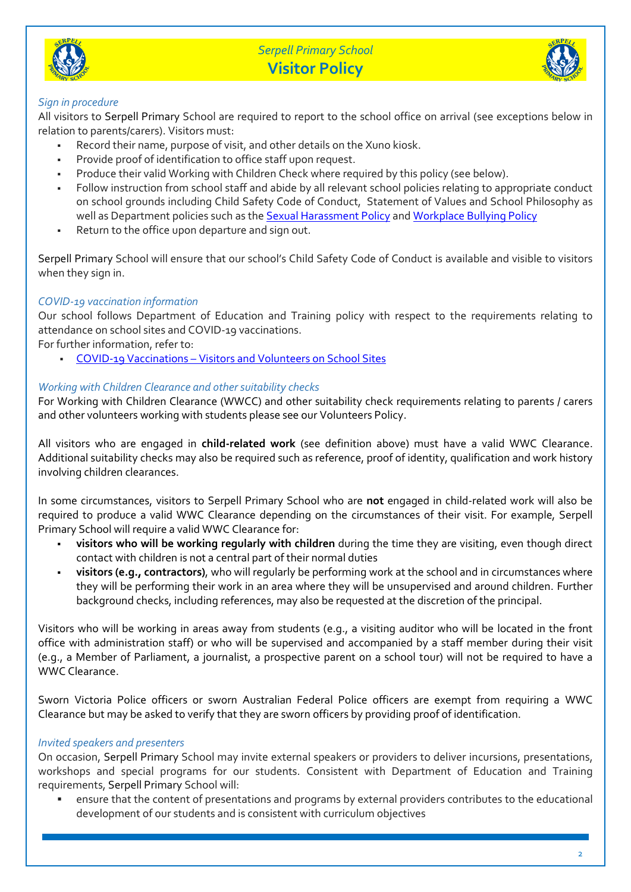*Serpell Primary School*

# Visitor Policy

*Sign in procedure*

All visitors to Serpell Primary School are required to report to the school office on arrival (see exceptions below in relation to parents/carers). Visitors must:

- Record their name, purpose of visit, and other details on the Xuno kiosk.
- Provide proof of identification to office staff upon request.
- Produce their valid Working with Children Check where required by this policy (see below).
- Follow instruction from school staff and abide by all relevant school policies relating to appropriate conduct on school grounds including Child Safety Code of Conduct, Statement of Values and School Philosophy as well as Department policies such as the [Sexual Harassment Policy]() and [Workplace Bullying Policy]()
- Return to the office upon departure and sign out.

Serpell Primary School will ensure that our school's Child Safety Code of Conduct is available and visible to visitors when they sign in.

*COVID-19 vaccination information*

Our school follows Department of Education and Training policy with respect to the requirements relating to attendance on school sites and COVID-19 vaccinations.

For further information, refer to:

- [COVID-19 Vaccinations – Visitors and Volunteers on School Sites]()

*Working with Children Clearance and other suitability checks*

For Working with Children Clearance (WWCC) and other suitability check requirements relating to parents / carers and other volunteers working with students please see our Volunteers Policy.

All visitors who are engaged in **child-related work** (see definition above) must have a valid WWC Clearance. Additional suitability checks may also be required such as reference, proof of identity, qualification and work history involving children clearances.

In some circumstances, visitors to Serpell Primary School who are **not** engaged in child-related work will also be required to produce a valid WWC Clearance depending on the circumstances of their visit. For example, Serpell Primary School will require a valid WWC Clearance for:

- **visitors who will be working regularly with children** during the time they are visiting, even though direct contact with children is not a central part of their normal duties
- **visitors (e.g., contractors)**, who will regularly be performing work at the school and in circumstances where they will be performing their work in an area where they will be unsupervised and around children. Further background checks, including references, may also be requested at the discretion of the principal.

Visitors who will be working in areas away from students (e.g., a visiting auditor who will be located in the front office with administration staff) or who will be supervised and accompanied by a staff member during their visit (e.g., a Member of Parliament, a journalist, a prospective parent on a school tour) will not be required to have a WWC Clearance.

Sworn Victoria Police officers or sworn Australian Federal Police officers are exempt from requiring a WWC Clearance but may be asked to verify that they are sworn officers by providing proof of identification.

*Invited speakers and presenters*

On occasion, Serpell Primary School may invite external speakers or providers to deliver incursions, presentations, workshops and special programs for our students. Consistent with Department of Education and Training requirements, Serpell Primary School will:

- ensure that the content of presentations and programs by external providers contributes to the educational development of our students and is consistent with curriculum objectives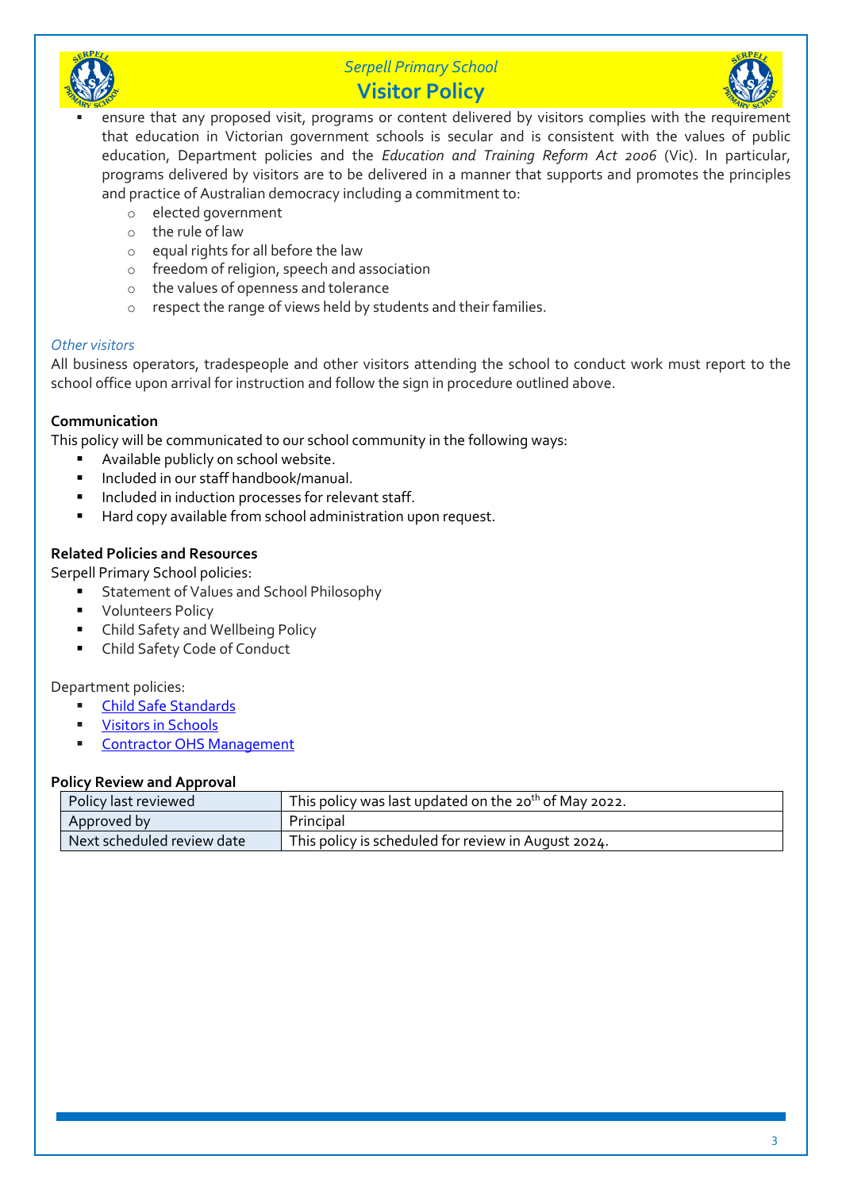- ensure that any proposed visit, programs or content delivered by visitors complies with the requirement that education in Victorian government schools is secular and is consistent with the values of public education, Department policies and the *Education and Training Reform Act 2006* (Vic). In particular, programs delivered by visitors are to be delivered in a manner that supports and promotes the principles and practice of Australian democracy including a commitment to:
    - elected government
    - the rule of law
    - equal rights for all before the law
    - freedom of religion, speech and association
    - the values of openness and tolerance
    - respect the range of views held by students and their families.

*Other visitors*

All business operators, tradespeople and other visitors attending the school to conduct work must report to the school office upon arrival for instruction and follow the sign in procedure outlined above.

**Communication**

This policy will be communicated to our school community in the following ways:

- Available publicly on school website.
- Included in our staff handbook/manual.
- Included in induction processes for relevant staff.
- Hard copy available from school administration upon request.

**Related Policies and Resources**

Serpell Primary School policies:

- Statement of Values and School Philosophy
- Volunteers Policy
- Child Safety and Wellbeing Policy
- Child Safety Code of Conduct

Department policies:

- Child Safe Standards
- Visitors in Schools
- Contractor OHS Management

**Policy Review and Approval**

| | |
|---|---|
| Policy last reviewed | This policy was last updated on the 20th of May 2022. |
| Approved by | Principal |
| Next scheduled review date | This policy is scheduled for review in August 2024. |